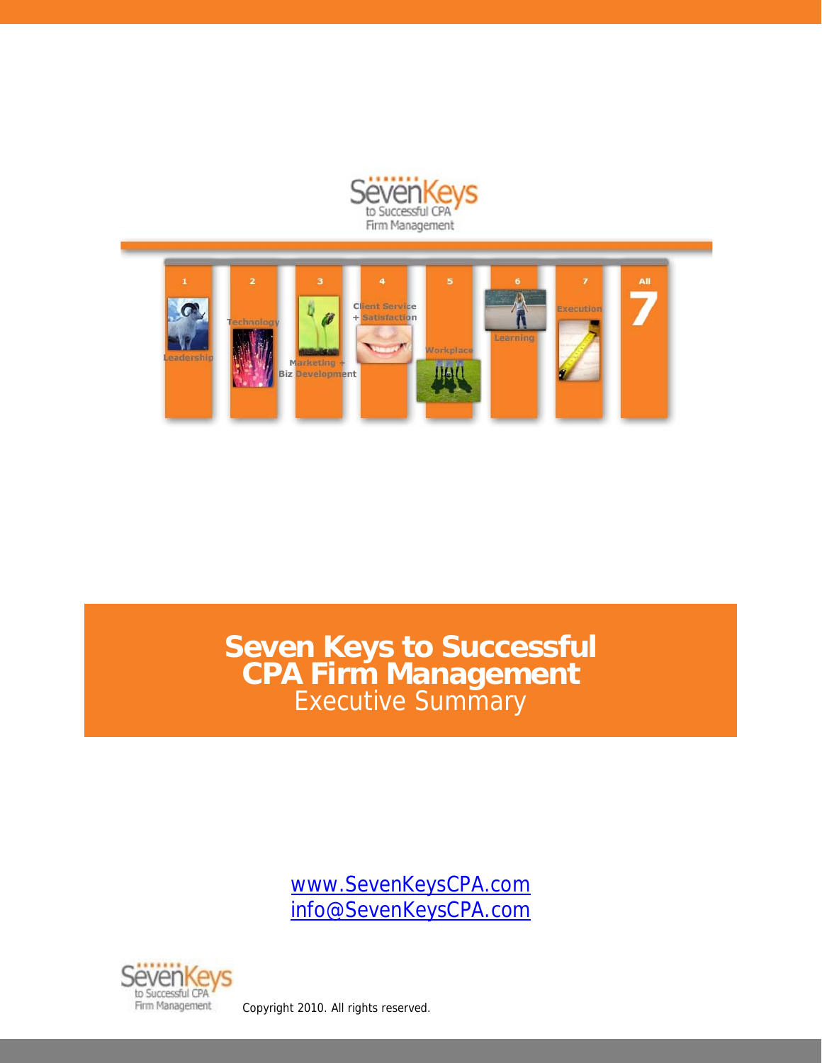# Seven Keys to Successful CPA Firm Management

## Executive Summary

www.SevenKeysCPA.com
info@SevenKeysCPA.com

Copyright 2010. All rights reserved.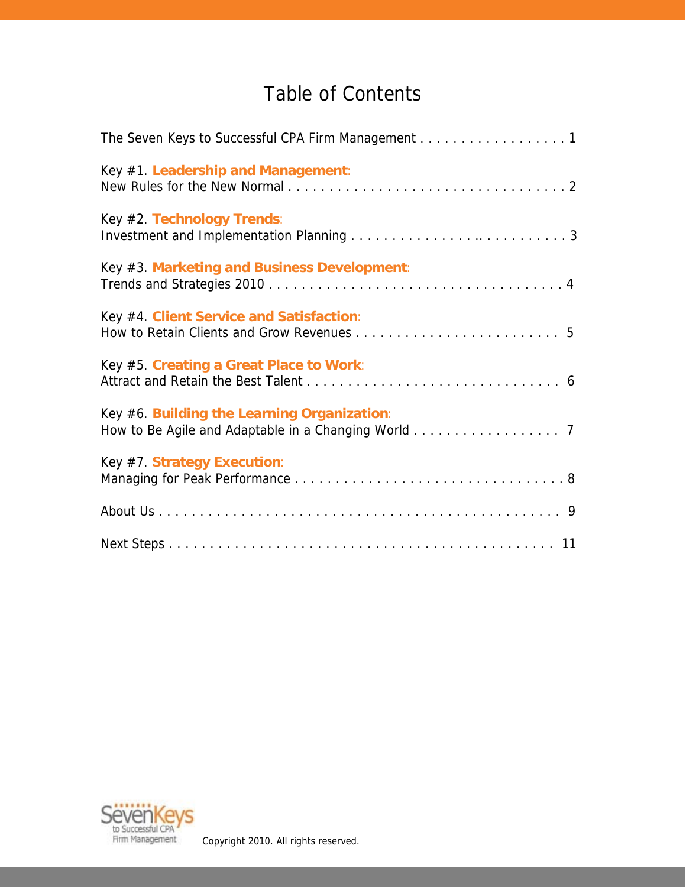# Table of Contents

The Seven Keys to Successful CPA Firm Management . . . . . . . . . . . . . . . . . . 1

Key #1. **Leadership and Management**:
New Rules for the New Normal . . . . . . . . . . . . . . . . . . . . . . . . . . . . . . . . . . . 2

Key #2. **Technology Trends**:
Investment and Implementation Planning . . . . . . . . . . . . . . . . . . . . . . . . . . . 3

Key #3. **Marketing and Business Development**:
Trends and Strategies 2010 . . . . . . . . . . . . . . . . . . . . . . . . . . . . . . . . . . . . 4

Key #4. **Client Service and Satisfaction**:
How to Retain Clients and Grow Revenues . . . . . . . . . . . . . . . . . . . . . . . . . 5

Key #5. **Creating a Great Place to Work**:
Attract and Retain the Best Talent . . . . . . . . . . . . . . . . . . . . . . . . . . . . . . . 6

Key #6. **Building the Learning Organization**:
How to Be Agile and Adaptable in a Changing World . . . . . . . . . . . . . . . . . . 7

Key #7. **Strategy Execution**:
Managing for Peak Performance . . . . . . . . . . . . . . . . . . . . . . . . . . . . . . . . . 8

About Us . . . . . . . . . . . . . . . . . . . . . . . . . . . . . . . . . . . . . . . . . . . . . . . . 9

Next Steps . . . . . . . . . . . . . . . . . . . . . . . . . . . . . . . . . . . . . . . . . . . . . . 11

SevenKeys to Successful CPA Firm Management

Copyright 2010. All rights reserved.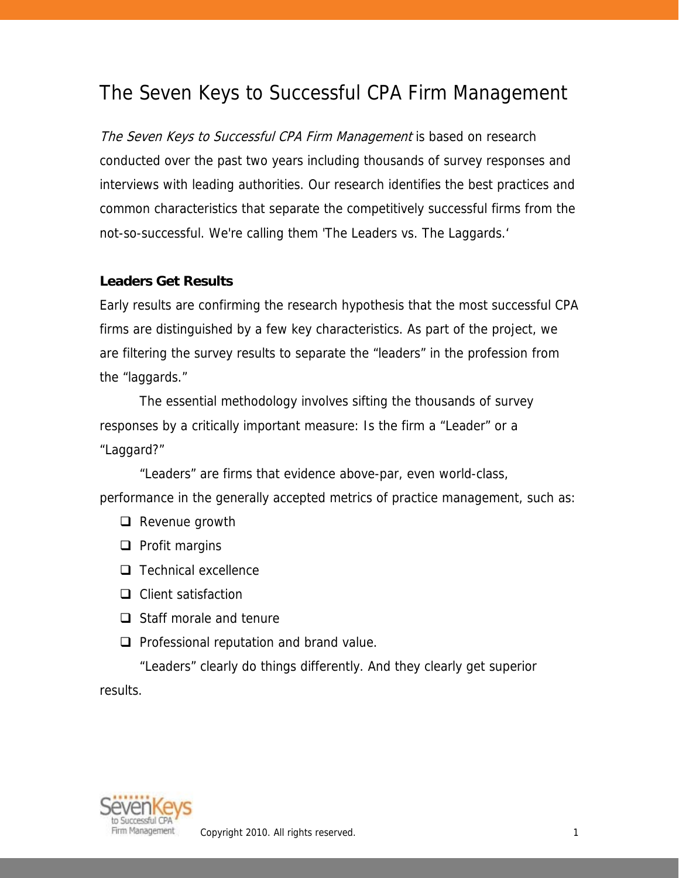# The Seven Keys to Successful CPA Firm Management

*The Seven Keys to Successful CPA Firm Management* is based on research conducted over the past two years including thousands of survey responses and interviews with leading authorities. Our research identifies the best practices and common characteristics that separate the competitively successful firms from the not-so-successful. We're calling them 'The Leaders vs. The Laggards.'

**Leaders Get Results**

Early results are confirming the research hypothesis that the most successful CPA firms are distinguished by a few key characteristics. As part of the project, we are filtering the survey results to separate the "leaders" in the profession from the "laggards."

The essential methodology involves sifting the thousands of survey responses by a critically important measure: Is the firm a "Leader" or a "Laggard?"

"Leaders" are firms that evidence above-par, even world-class, performance in the generally accepted metrics of practice management, such as:

- Revenue growth
- Profit margins
- Technical excellence
- Client satisfaction
- Staff morale and tenure
- Professional reputation and brand value.

"Leaders" clearly do things differently. And they clearly get superior results.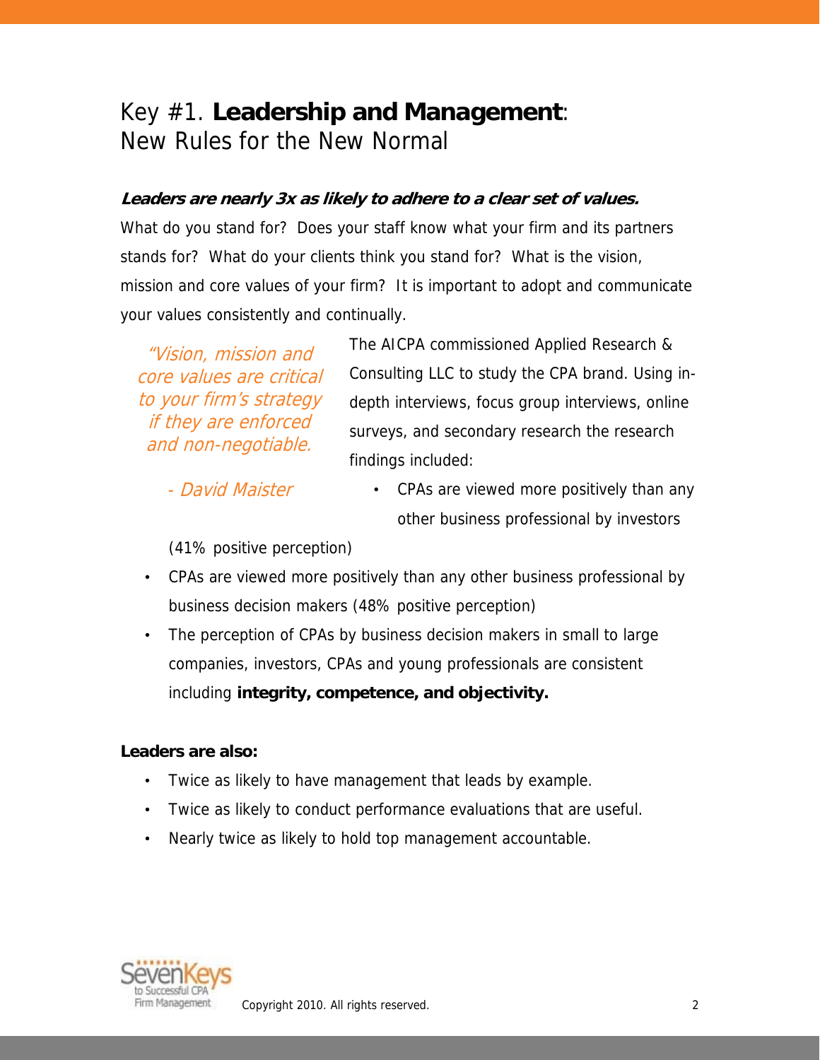# Key #1. **Leadership and Management**: New Rules for the New Normal

***Leaders are nearly 3x as likely to adhere to a clear set of values.***

What do you stand for? Does your staff know what your firm and its partners stands for? What do your clients think you stand for? What is the vision, mission and core values of your firm? It is important to adopt and communicate your values consistently and continually.

> *"Vision, mission and core values are critical to your firm's strategy if they are enforced and non-negotiable.*
>
> *- David Maister*

The AICPA commissioned Applied Research & Consulting LLC to study the CPA brand. Using in-depth interviews, focus group interviews, online surveys, and secondary research the research findings included:

- CPAs are viewed more positively than any other business professional by investors (41% positive perception)
- CPAs are viewed more positively than any other business professional by business decision makers (48% positive perception)
- The perception of CPAs by business decision makers in small to large companies, investors, CPAs and young professionals are consistent including **integrity, competence, and objectivity.**

**Leaders are also:**

- Twice as likely to have management that leads by example.
- Twice as likely to conduct performance evaluations that are useful.
- Nearly twice as likely to hold top management accountable.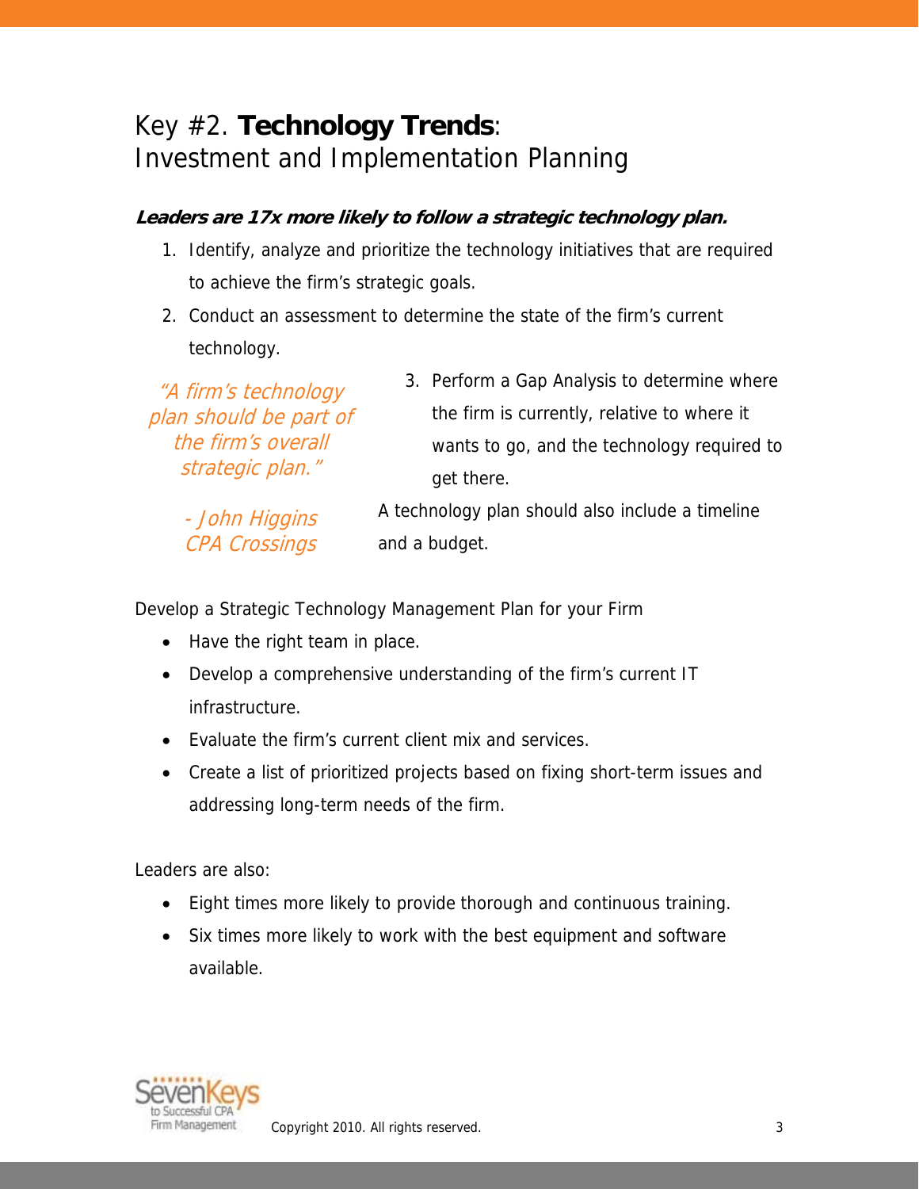# Key #2. **Technology Trends**: Investment and Implementation Planning

***Leaders are 17x more likely to follow a strategic technology plan.***

1. Identify, analyze and prioritize the technology initiatives that are required to achieve the firm's strategic goals.
2. Conduct an assessment to determine the state of the firm's current technology.
3. Perform a Gap Analysis to determine where the firm is currently, relative to where it wants to go, and the technology required to get there.

A technology plan should also include a timeline and a budget.

> *"A firm's technology plan should be part of the firm's overall strategic plan."*
>
> *- John Higgins*
> *CPA Crossings*

Develop a Strategic Technology Management Plan for your Firm

- Have the right team in place.
- Develop a comprehensive understanding of the firm's current IT infrastructure.
- Evaluate the firm's current client mix and services.
- Create a list of prioritized projects based on fixing short-term issues and addressing long-term needs of the firm.

Leaders are also:

- Eight times more likely to provide thorough and continuous training.
- Six times more likely to work with the best equipment and software available.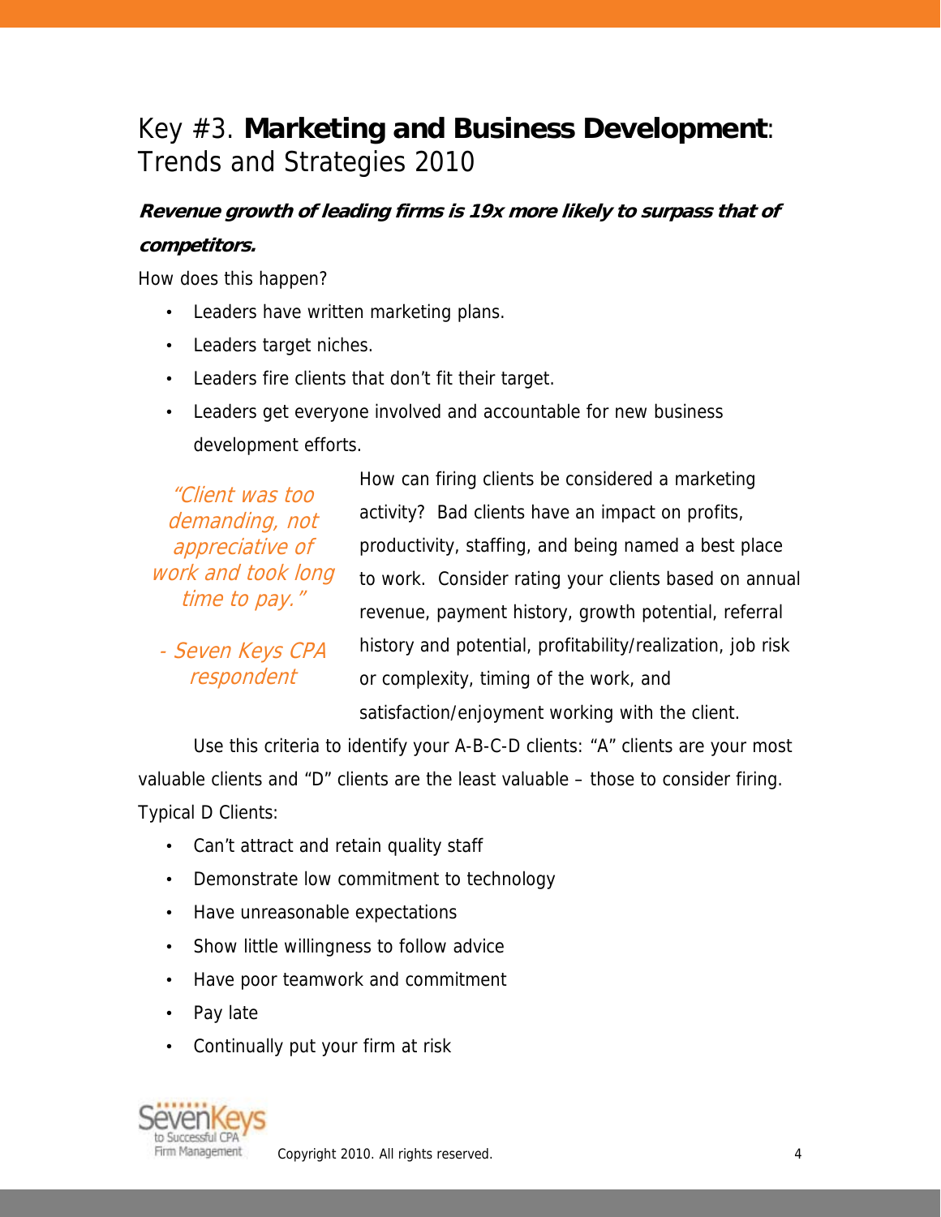# Key #3. **Marketing and Business Development**: Trends and Strategies 2010

***Revenue growth of leading firms is 19x more likely to surpass that of competitors.***

How does this happen?

- Leaders have written marketing plans.
- Leaders target niches.
- Leaders fire clients that don't fit their target.
- Leaders get everyone involved and accountable for new business development efforts.

> *"Client was too demanding, not appreciative of work and took long time to pay."*
>
> *- Seven Keys CPA respondent*

How can firing clients be considered a marketing activity? Bad clients have an impact on profits, productivity, staffing, and being named a best place to work. Consider rating your clients based on annual revenue, payment history, growth potential, referral history and potential, profitability/realization, job risk or complexity, timing of the work, and satisfaction/enjoyment working with the client.

Use this criteria to identify your A-B-C-D clients: "A" clients are your most valuable clients and "D" clients are the least valuable – those to consider firing. Typical D Clients:

- Can't attract and retain quality staff
- Demonstrate low commitment to technology
- Have unreasonable expectations
- Show little willingness to follow advice
- Have poor teamwork and commitment
- Pay late
- Continually put your firm at risk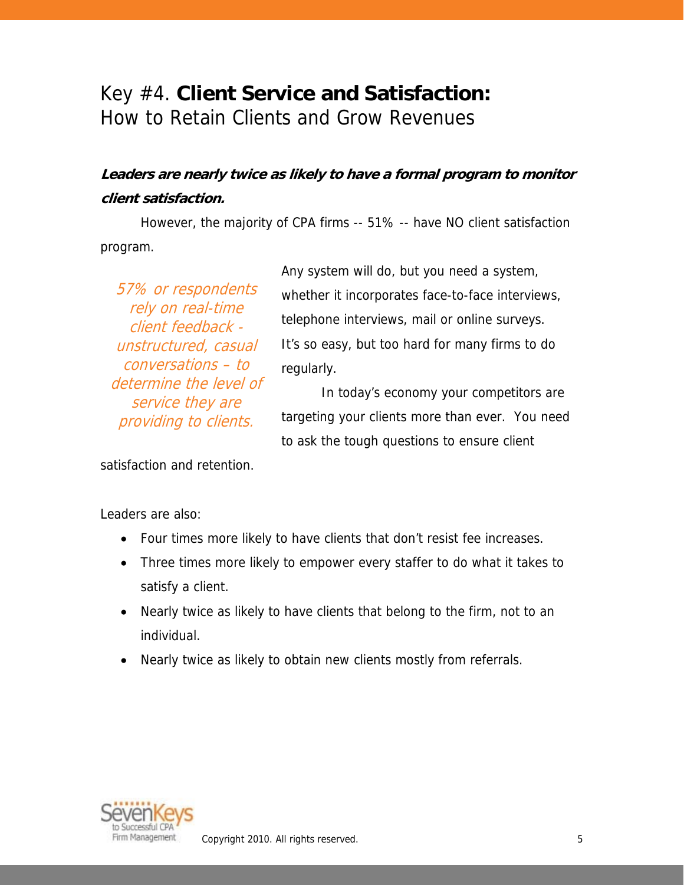# Key #4. **Client Service and Satisfaction:** How to Retain Clients and Grow Revenues

***Leaders are nearly twice as likely to have a formal program to monitor client satisfaction.***

However, the majority of CPA firms -- 51% -- have NO client satisfaction program.

*57% or respondents rely on real-time client feedback - unstructured, casual conversations – to determine the level of service they are providing to clients.*

Any system will do, but you need a system, whether it incorporates face-to-face interviews, telephone interviews, mail or online surveys. It's so easy, but too hard for many firms to do regularly.

In today's economy your competitors are targeting your clients more than ever. You need to ask the tough questions to ensure client satisfaction and retention.

Leaders are also:

- Four times more likely to have clients that don't resist fee increases.
- Three times more likely to empower every staffer to do what it takes to satisfy a client.
- Nearly twice as likely to have clients that belong to the firm, not to an individual.
- Nearly twice as likely to obtain new clients mostly from referrals.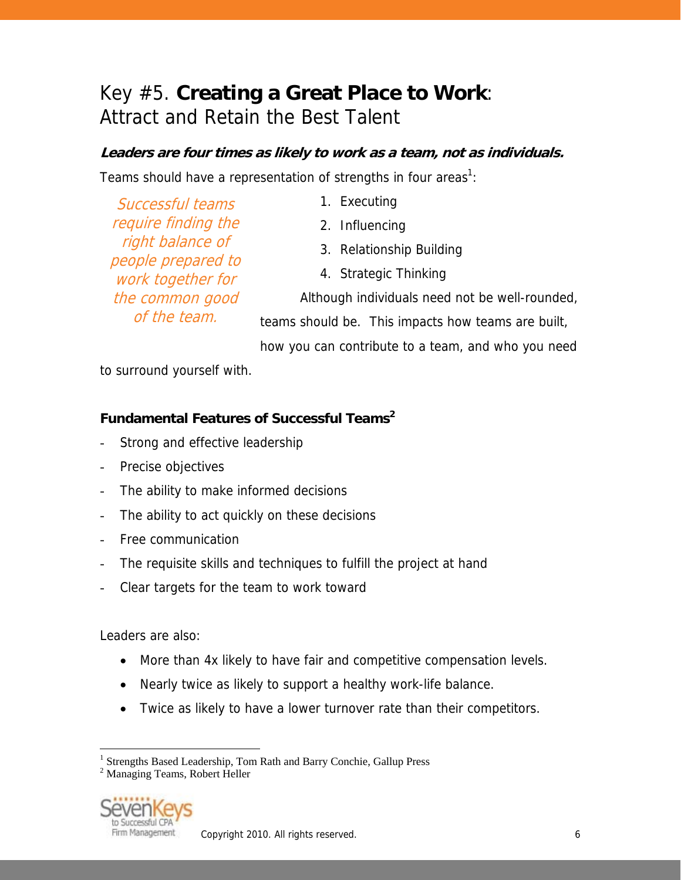# Key #5. **Creating a Great Place to Work**: Attract and Retain the Best Talent

***Leaders are four times as likely to work as a team, not as individuals.***

Teams should have a representation of strengths in four areas[1]:

*Successful teams require finding the right balance of people prepared to work together for the common good of the team.*

1. Executing
2. Influencing
3. Relationship Building
4. Strategic Thinking

Although individuals need not be well-rounded, teams should be. This impacts how teams are built, how you can contribute to a team, and who you need to surround yourself with.

**Fundamental Features of Successful Teams[2]**

- Strong and effective leadership
- Precise objectives
- The ability to make informed decisions
- The ability to act quickly on these decisions
- Free communication
- The requisite skills and techniques to fulfill the project at hand
- Clear targets for the team to work toward

Leaders are also:

- More than 4x likely to have fair and competitive compensation levels.
- Nearly twice as likely to support a healthy work-life balance.
- Twice as likely to have a lower turnover rate than their competitors.

---

[1] Strengths Based Leadership, Tom Rath and Barry Conchie, Gallup Press
[2] Managing Teams, Robert Heller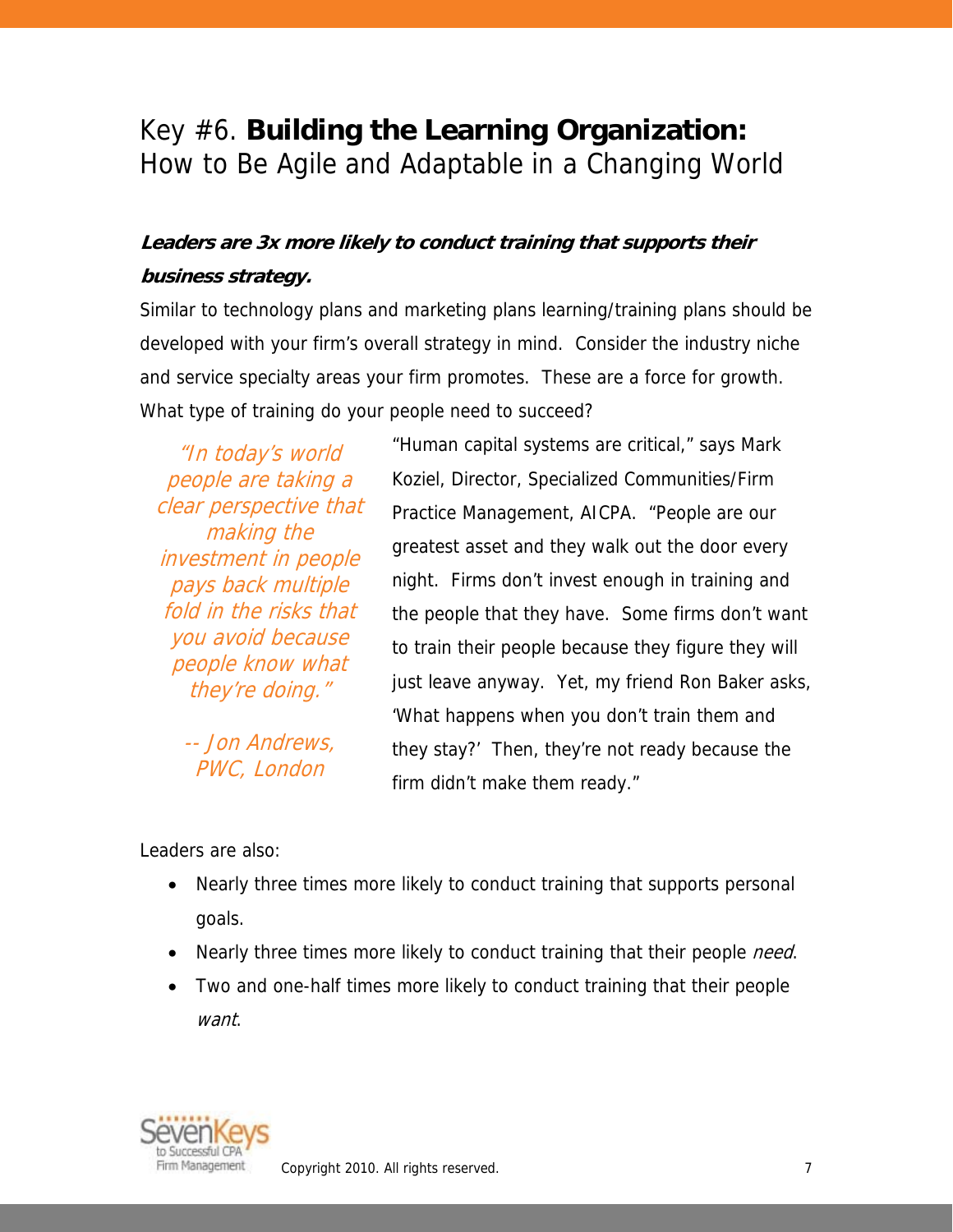# Key #6. **Building the Learning Organization:** How to Be Agile and Adaptable in a Changing World

***Leaders are 3x more likely to conduct training that supports their business strategy.***

Similar to technology plans and marketing plans learning/training plans should be developed with your firm's overall strategy in mind. Consider the industry niche and service specialty areas your firm promotes. These are a force for growth. What type of training do your people need to succeed?

> *"In today's world people are taking a clear perspective that making the investment in people pays back multiple fold in the risks that you avoid because people know what they're doing."*
>
> *-- Jon Andrews, PWC, London*

"Human capital systems are critical," says Mark Koziel, Director, Specialized Communities/Firm Practice Management, AICPA. "People are our greatest asset and they walk out the door every night. Firms don't invest enough in training and the people that they have. Some firms don't want to train their people because they figure they will just leave anyway. Yet, my friend Ron Baker asks, 'What happens when you don't train them and they stay?' Then, they're not ready because the firm didn't make them ready."

Leaders are also:

- Nearly three times more likely to conduct training that supports personal goals.
- Nearly three times more likely to conduct training that their people *need*.
- Two and one-half times more likely to conduct training that their people *want*.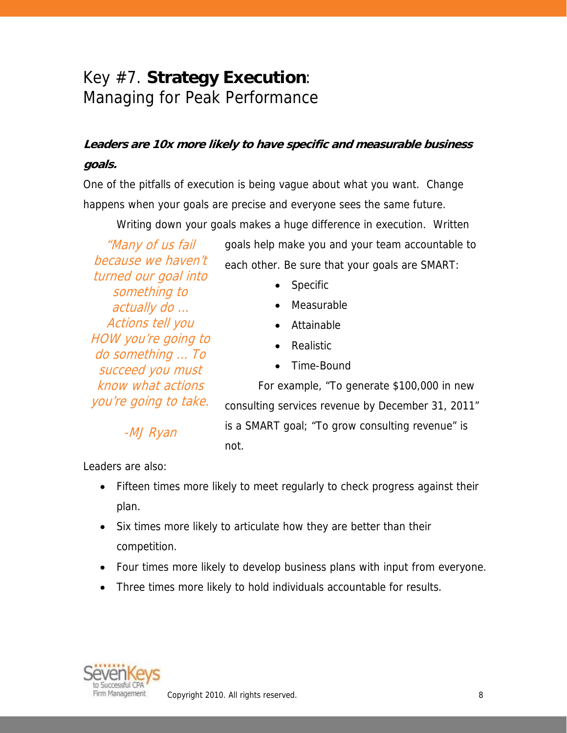# Key #7. **Strategy Execution**:
Managing for Peak Performance

***Leaders are 10x more likely to have specific and measurable business goals.***

One of the pitfalls of execution is being vague about what you want. Change happens when your goals are precise and everyone sees the same future.

Writing down your goals makes a huge difference in execution. Written goals help make you and your team accountable to each other. Be sure that your goals are SMART:

- Specific
- Measurable
- Attainable
- Realistic
- Time-Bound

For example, "To generate $100,000 in new consulting services revenue by December 31, 2011" is a SMART goal; "To grow consulting revenue" is not.

> *"Many of us fail because we haven't turned our goal into something to actually do … Actions tell you HOW you're going to do something … To succeed you must know what actions you're going to take.*
>
> *-MJ Ryan*

Leaders are also:

- Fifteen times more likely to meet regularly to check progress against their plan.
- Six times more likely to articulate how they are better than their competition.
- Four times more likely to develop business plans with input from everyone.
- Three times more likely to hold individuals accountable for results.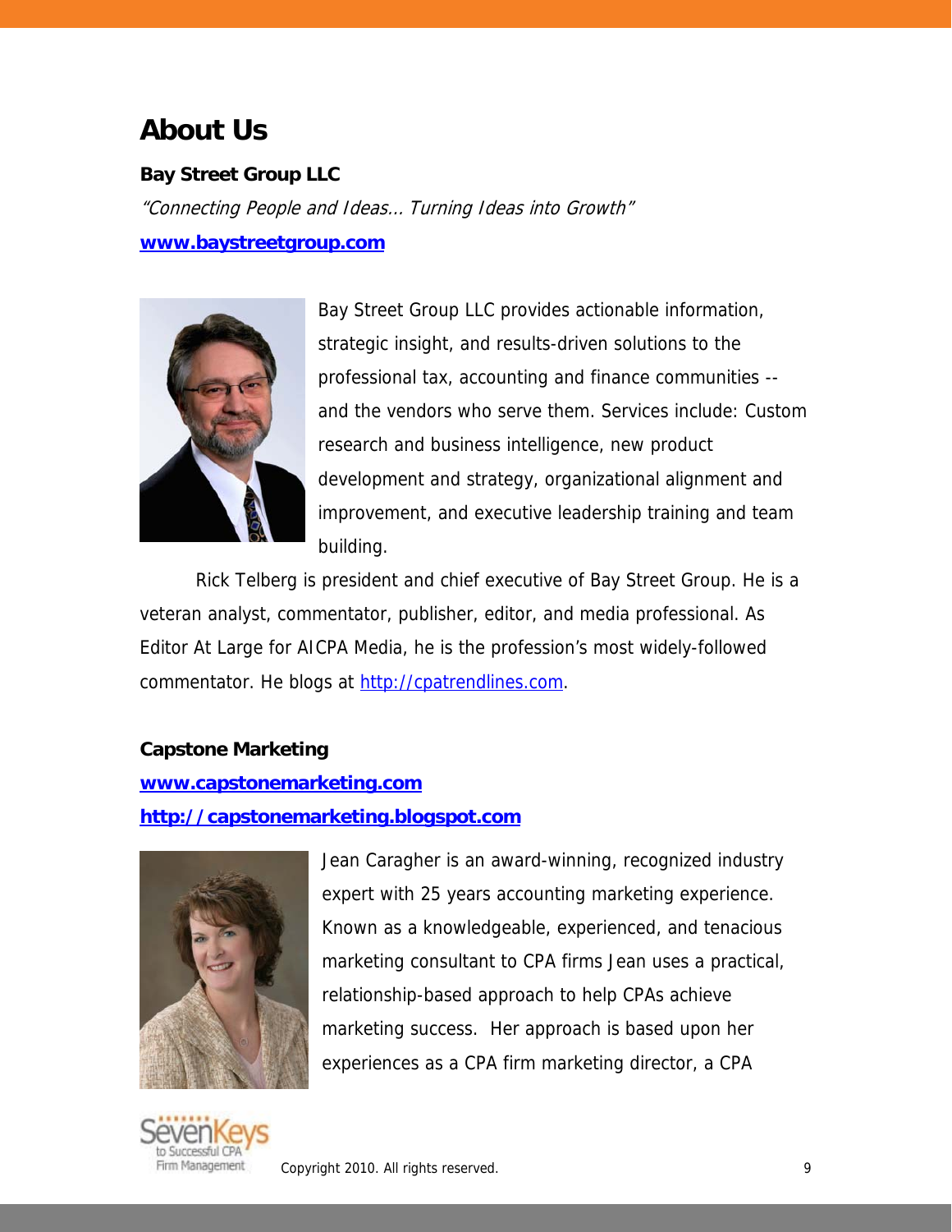# About Us

**Bay Street Group LLC**

*"Connecting People and Ideas… Turning Ideas into Growth"*

**www.baystreetgroup.com**

Bay Street Group LLC provides actionable information, strategic insight, and results-driven solutions to the professional tax, accounting and finance communities -- and the vendors who serve them. Services include: Custom research and business intelligence, new product development and strategy, organizational alignment and improvement, and executive leadership training and team building.

Rick Telberg is president and chief executive of Bay Street Group. He is a veteran analyst, commentator, publisher, editor, and media professional. As Editor At Large for AICPA Media, he is the profession's most widely-followed commentator. He blogs at http://cpatrendlines.com.

**Capstone Marketing**

**www.capstonemarketing.com**

**http://capstonemarketing.blogspot.com**

Jean Caragher is an award-winning, recognized industry expert with 25 years accounting marketing experience. Known as a knowledgeable, experienced, and tenacious marketing consultant to CPA firms Jean uses a practical, relationship-based approach to help CPAs achieve marketing success. Her approach is based upon her experiences as a CPA firm marketing director, a CPA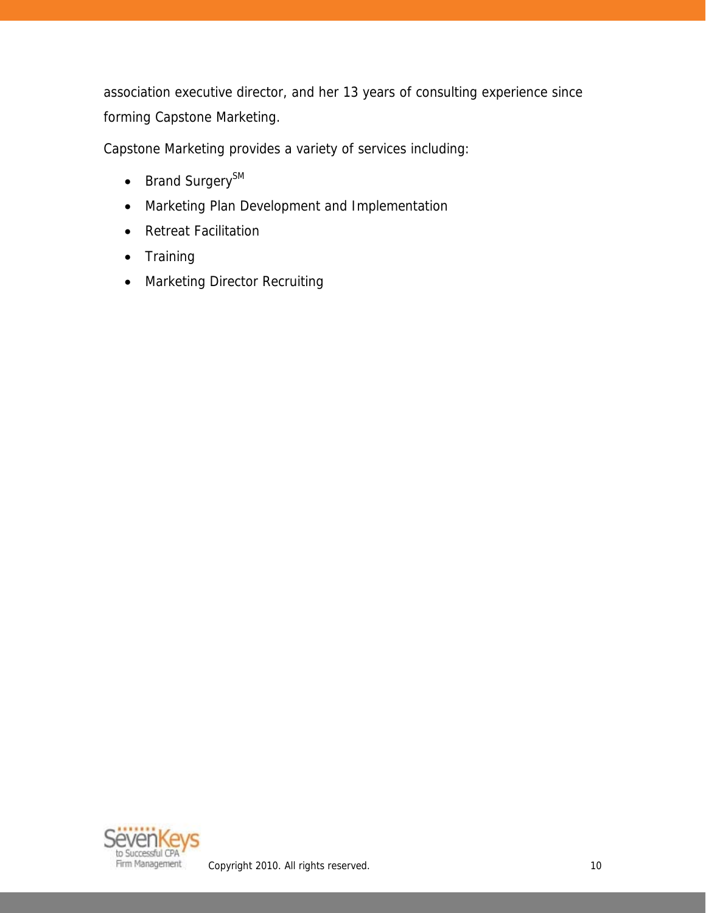association executive director, and her 13 years of consulting experience since forming Capstone Marketing.

Capstone Marketing provides a variety of services including:

- Brand Surgery$^{SM}$
- Marketing Plan Development and Implementation
- Retreat Facilitation
- Training
- Marketing Director Recruiting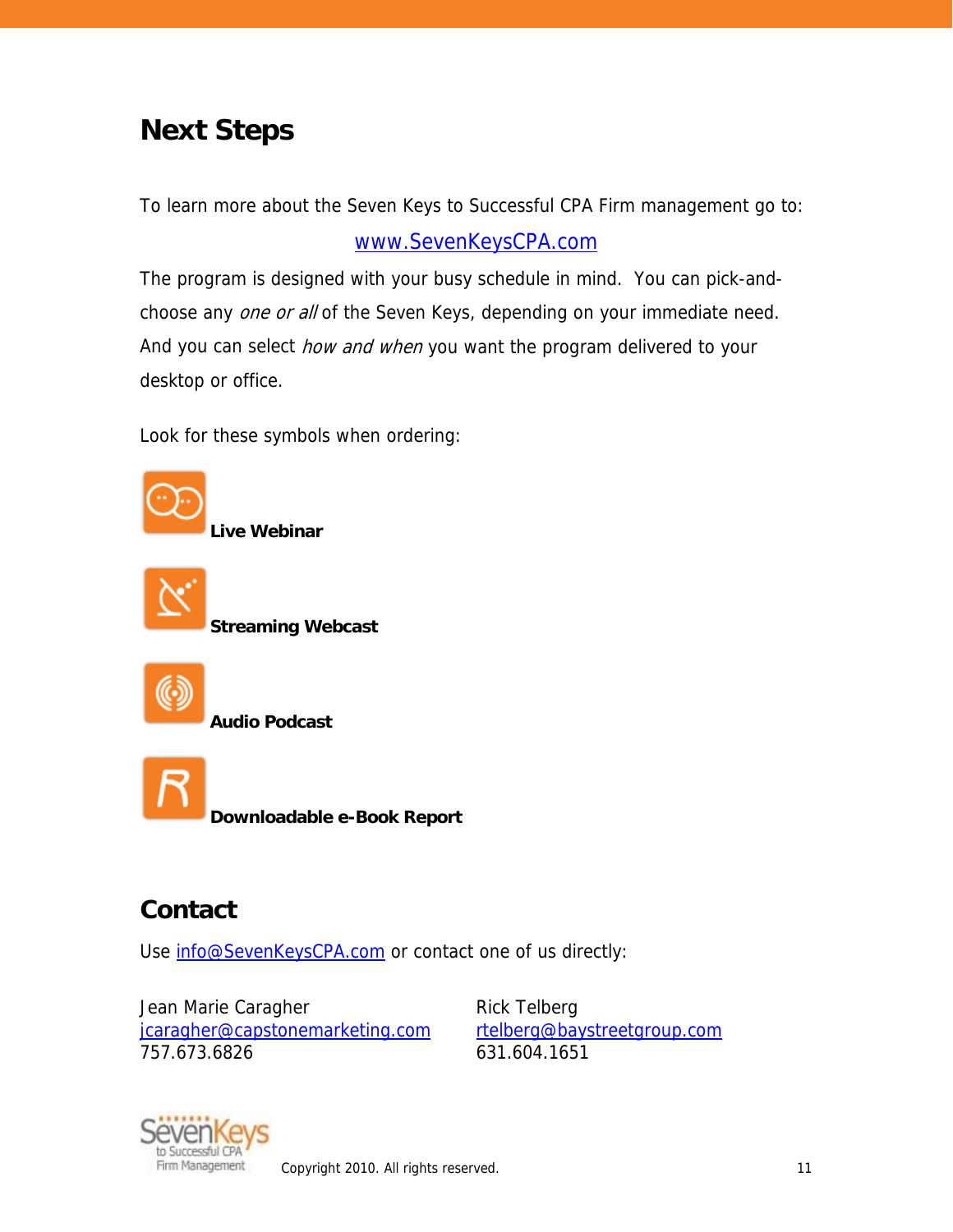## Next Steps

To learn more about the Seven Keys to Successful CPA Firm management go to:

www.SevenKeysCPA.com

The program is designed with your busy schedule in mind. You can pick-and-choose any *one or all* of the Seven Keys, depending on your immediate need. And you can select *how and when* you want the program delivered to your desktop or office.

Look for these symbols when ordering:

**Live Webinar**

**Streaming Webcast**

**Audio Podcast**

**Downloadable e-Book Report**

## Contact

Use info@SevenKeysCPA.com or contact one of us directly:

Jean Marie Caragher
jcaragher@capstonemarketing.com
757.673.6826

Rick Telberg
rtelberg@baystreetgroup.com
631.604.1651

Copyright 2010. All rights reserved.